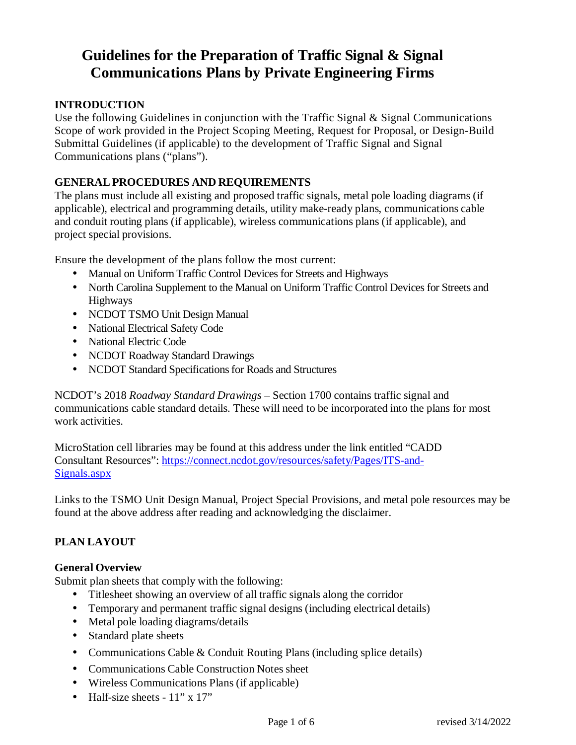# Guidelines for the Preparation of Traffic Signal & Signal Communications Plans by Private Engineering Firms

## INTRODUCTION

Use the following Guidelines in conjunction with the Traffic Signal & Signal Communications Scope of work provided in the Project Scoping Meeting, Request for Proposal, or Design-Build Submittal Guidelines (if applicable) to the development of Traffic Signal and Signal Communications plans ("plans").

## GENERAL PROCEDURES AND REQUIREMENTS

The plans must include all existing and proposed traffic signals, metal pole loading diagrams (if applicable), electrical and programming details, utility make-ready plans, communications cable and conduit routing plans (if applicable), wireless communications plans (if applicable), and project special provisions.

Ensure the development of the plans follow the most current:

- Manual on Uniform Traffic Control Devices for Streets and Highways
- North Carolina Supplement to the Manual on Uniform Traffic Control Devices for Streets and Highways
- NCDOT TSMO Unit Design Manual
- National Electrical Safety Code
- National Electric Code
- NCDOT Roadway Standard Drawings
- NCDOT Standard Specifications for Roads and Structures

NCDOT's 2018 *Roadway Standard Drawings* – Section 1700 contains traffic signal and communications cable standard details. These will need to be incorporated into the plans for most work activities.

MicroStation cell libraries may be found at this address under the link entitled "CADD Consultant Resources": [https://connect.ncdot.gov/resources/safety/Pages/ITS-and-Signals.aspx](https://connect.ncdot.gov/resources/safety/Pages/ITS-and-Signals.aspx)

Links to the TSMO Unit Design Manual, Project Special Provisions, and metal pole resources may be found at the above address after reading and acknowledging the disclaimer.

## PLAN LAYOUT

### General Overview

Submit plan sheets that comply with the following:

- Titlesheet showing an overview of all traffic signals along the corridor
- Temporary and permanent traffic signal designs (including electrical details)
- Metal pole loading diagrams/details
- Standard plate sheets
- Communications Cable & Conduit Routing Plans (including splice details)
- Communications Cable Construction Notes sheet
- Wireless Communications Plans (if applicable)
- Half-size sheets - 11" x 17"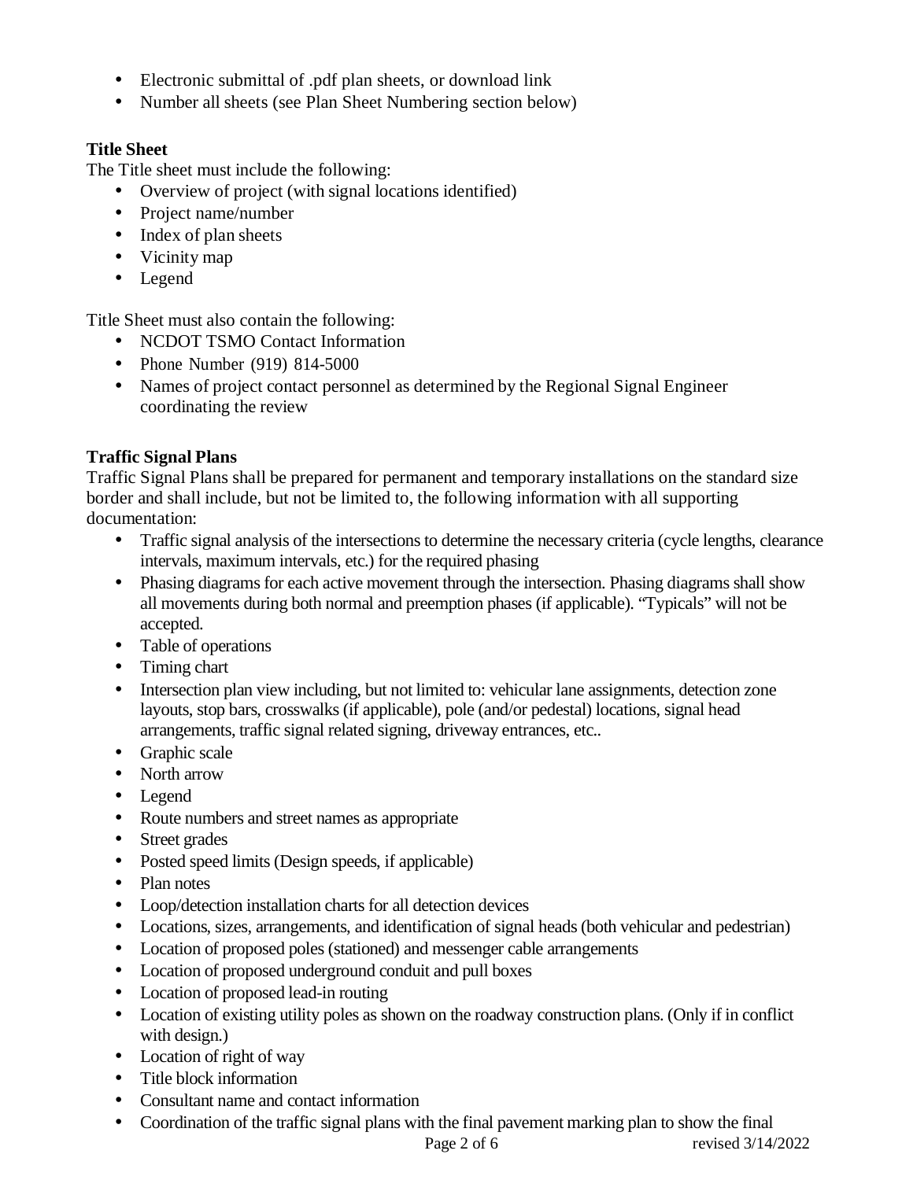- Electronic submittal of .pdf plan sheets, or download link
- Number all sheets (see Plan Sheet Numbering section below)

**Title Sheet**

The Title sheet must include the following:

- Overview of project (with signal locations identified)
- Project name/number
- Index of plan sheets
- Vicinity map
- Legend

Title Sheet must also contain the following:

- NCDOT TSMO Contact Information
- Phone Number (919) 814-5000
- Names of project contact personnel as determined by the Regional Signal Engineer coordinating the review

**Traffic Signal Plans**

Traffic Signal Plans shall be prepared for permanent and temporary installations on the standard size border and shall include, but not be limited to, the following information with all supporting documentation:

- Traffic signal analysis of the intersections to determine the necessary criteria (cycle lengths, clearance intervals, maximum intervals, etc.) for the required phasing
- Phasing diagrams for each active movement through the intersection. Phasing diagrams shall show all movements during both normal and preemption phases (if applicable). "Typicals" will not be accepted.
- Table of operations
- Timing chart
- Intersection plan view including, but not limited to: vehicular lane assignments, detection zone layouts, stop bars, crosswalks (if applicable), pole (and/or pedestal) locations, signal head arrangements, traffic signal related signing, driveway entrances, etc..
- Graphic scale
- North arrow
- Legend
- Route numbers and street names as appropriate
- Street grades
- Posted speed limits (Design speeds, if applicable)
- Plan notes
- Loop/detection installation charts for all detection devices
- Locations, sizes, arrangements, and identification of signal heads (both vehicular and pedestrian)
- Location of proposed poles (stationed) and messenger cable arrangements
- Location of proposed underground conduit and pull boxes
- Location of proposed lead-in routing
- Location of existing utility poles as shown on the roadway construction plans. (Only if in conflict with design.)
- Location of right of way
- Title block information
- Consultant name and contact information
- Coordination of the traffic signal plans with the final pavement marking plan to show the final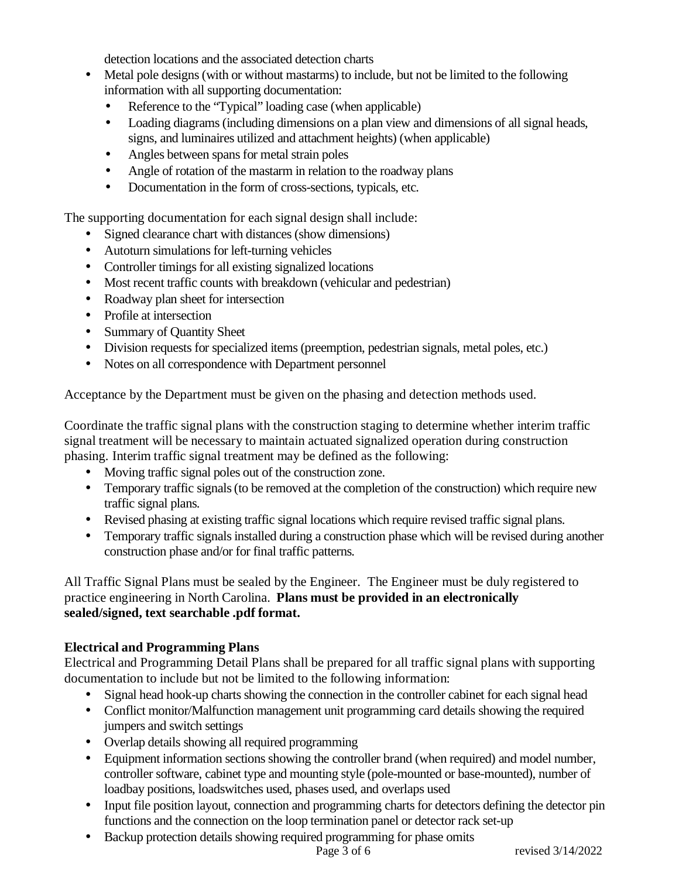detection locations and the associated detection charts

- Metal pole designs (with or without mastarms) to include, but not be limited to the following information with all supporting documentation:
  - Reference to the "Typical" loading case (when applicable)
  - Loading diagrams (including dimensions on a plan view and dimensions of all signal heads, signs, and luminaires utilized and attachment heights) (when applicable)
  - Angles between spans for metal strain poles
  - Angle of rotation of the mastarm in relation to the roadway plans
  - Documentation in the form of cross-sections, typicals, etc.

The supporting documentation for each signal design shall include:

- Signed clearance chart with distances (show dimensions)
- Autoturn simulations for left-turning vehicles
- Controller timings for all existing signalized locations
- Most recent traffic counts with breakdown (vehicular and pedestrian)
- Roadway plan sheet for intersection
- Profile at intersection
- Summary of Quantity Sheet
- Division requests for specialized items (preemption, pedestrian signals, metal poles, etc.)
- Notes on all correspondence with Department personnel

Acceptance by the Department must be given on the phasing and detection methods used.

Coordinate the traffic signal plans with the construction staging to determine whether interim traffic signal treatment will be necessary to maintain actuated signalized operation during construction phasing. Interim traffic signal treatment may be defined as the following:

- Moving traffic signal poles out of the construction zone.
- Temporary traffic signals (to be removed at the completion of the construction) which require new traffic signal plans.
- Revised phasing at existing traffic signal locations which require revised traffic signal plans.
- Temporary traffic signals installed during a construction phase which will be revised during another construction phase and/or for final traffic patterns.

All Traffic Signal Plans must be sealed by the Engineer. The Engineer must be duly registered to practice engineering in North Carolina. **Plans must be provided in an electronically sealed/signed, text searchable .pdf format.**

**Electrical and Programming Plans**

Electrical and Programming Detail Plans shall be prepared for all traffic signal plans with supporting documentation to include but not be limited to the following information:

- Signal head hook-up charts showing the connection in the controller cabinet for each signal head
- Conflict monitor/Malfunction management unit programming card details showing the required jumpers and switch settings
- Overlap details showing all required programming
- Equipment information sections showing the controller brand (when required) and model number, controller software, cabinet type and mounting style (pole-mounted or base-mounted), number of loadbay positions, loadswitches used, phases used, and overlaps used
- Input file position layout, connection and programming charts for detectors defining the detector pin functions and the connection on the loop termination panel or detector rack set-up
- Backup protection details showing required programming for phase omits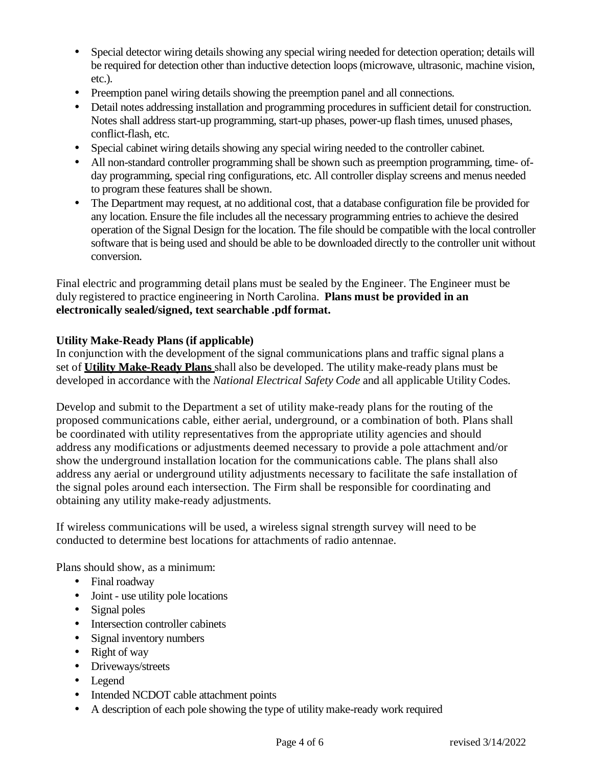- Special detector wiring details showing any special wiring needed for detection operation; details will be required for detection other than inductive detection loops (microwave, ultrasonic, machine vision, etc.).
- Preemption panel wiring details showing the preemption panel and all connections.
- Detail notes addressing installation and programming procedures in sufficient detail for construction. Notes shall address start-up programming, start-up phases, power-up flash times, unused phases, conflict-flash, etc.
- Special cabinet wiring details showing any special wiring needed to the controller cabinet.
- All non-standard controller programming shall be shown such as preemption programming, time- of-day programming, special ring configurations, etc. All controller display screens and menus needed to program these features shall be shown.
- The Department may request, at no additional cost, that a database configuration file be provided for any location. Ensure the file includes all the necessary programming entries to achieve the desired operation of the Signal Design for the location. The file should be compatible with the local controller software that is being used and should be able to be downloaded directly to the controller unit without conversion.

Final electric and programming detail plans must be sealed by the Engineer. The Engineer must be duly registered to practice engineering in North Carolina. **Plans must be provided in an electronically sealed/signed, text searchable .pdf format.**

**Utility Make-Ready Plans (if applicable)**

In conjunction with the development of the signal communications plans and traffic signal plans a set of **Utility Make-Ready Plans** shall also be developed. The utility make-ready plans must be developed in accordance with the *National Electrical Safety Code* and all applicable Utility Codes.

Develop and submit to the Department a set of utility make-ready plans for the routing of the proposed communications cable, either aerial, underground, or a combination of both. Plans shall be coordinated with utility representatives from the appropriate utility agencies and should address any modifications or adjustments deemed necessary to provide a pole attachment and/or show the underground installation location for the communications cable. The plans shall also address any aerial or underground utility adjustments necessary to facilitate the safe installation of the signal poles around each intersection. The Firm shall be responsible for coordinating and obtaining any utility make-ready adjustments.

If wireless communications will be used, a wireless signal strength survey will need to be conducted to determine best locations for attachments of radio antennae.

Plans should show, as a minimum:

- Final roadway
- Joint - use utility pole locations
- Signal poles
- Intersection controller cabinets
- Signal inventory numbers
- Right of way
- Driveways/streets
- Legend
- Intended NCDOT cable attachment points
- A description of each pole showing the type of utility make-ready work required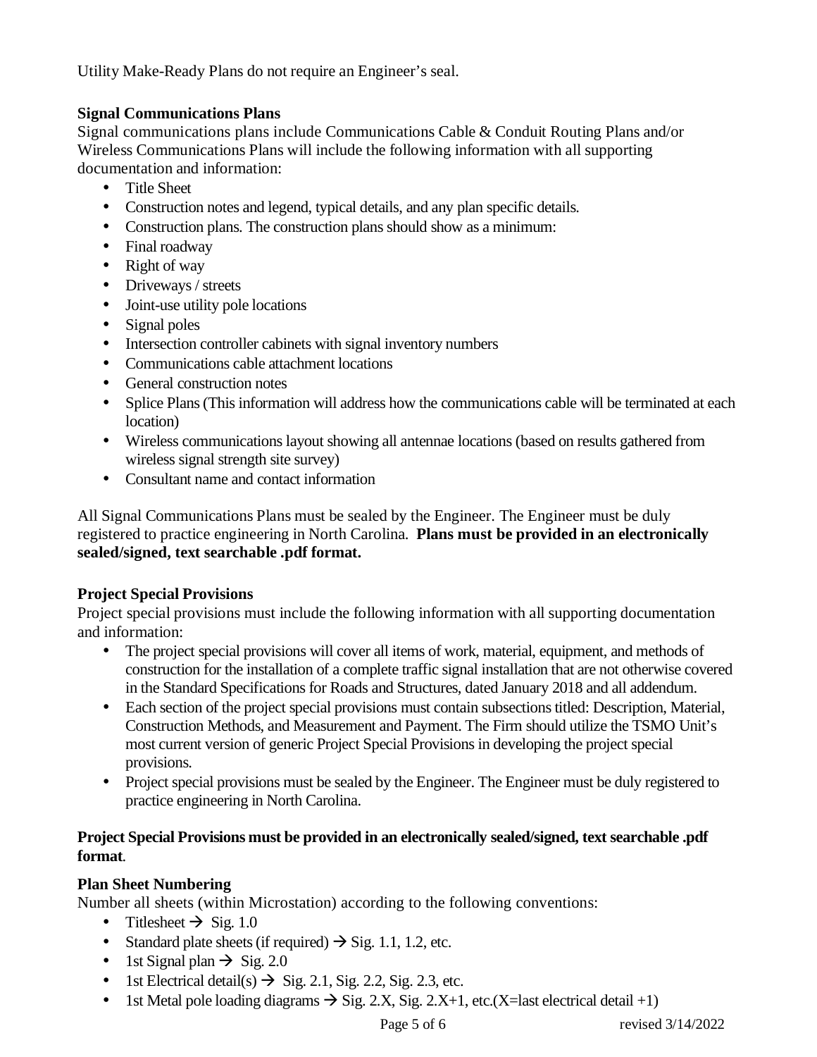Utility Make-Ready Plans do not require an Engineer's seal.

**Signal Communications Plans**

Signal communications plans include Communications Cable & Conduit Routing Plans and/or Wireless Communications Plans will include the following information with all supporting documentation and information:

- Title Sheet
- Construction notes and legend, typical details, and any plan specific details.
- Construction plans. The construction plans should show as a minimum:
- Final roadway
- Right of way
- Driveways / streets
- Joint-use utility pole locations
- Signal poles
- Intersection controller cabinets with signal inventory numbers
- Communications cable attachment locations
- General construction notes
- Splice Plans (This information will address how the communications cable will be terminated at each location)
- Wireless communications layout showing all antennae locations (based on results gathered from wireless signal strength site survey)
- Consultant name and contact information

All Signal Communications Plans must be sealed by the Engineer. The Engineer must be duly registered to practice engineering in North Carolina. **Plans must be provided in an electronically sealed/signed, text searchable .pdf format.**

**Project Special Provisions**

Project special provisions must include the following information with all supporting documentation and information:

- The project special provisions will cover all items of work, material, equipment, and methods of construction for the installation of a complete traffic signal installation that are not otherwise covered in the Standard Specifications for Roads and Structures, dated January 2018 and all addendum.
- Each section of the project special provisions must contain subsections titled: Description, Material, Construction Methods, and Measurement and Payment. The Firm should utilize the TSMO Unit's most current version of generic Project Special Provisions in developing the project special provisions.
- Project special provisions must be sealed by the Engineer. The Engineer must be duly registered to practice engineering in North Carolina.

**Project Special Provisions must be provided in an electronically sealed/signed, text searchable .pdf format**.

**Plan Sheet Numbering**

Number all sheets (within Microstation) according to the following conventions:

- Titlesheet → Sig. 1.0
- Standard plate sheets (if required) → Sig. 1.1, 1.2, etc.
- 1st Signal plan → Sig. 2.0
- 1st Electrical detail(s) → Sig. 2.1, Sig. 2.2, Sig. 2.3, etc.
- 1st Metal pole loading diagrams → Sig. 2.X, Sig. 2.X+1, etc.(X=last electrical detail +1)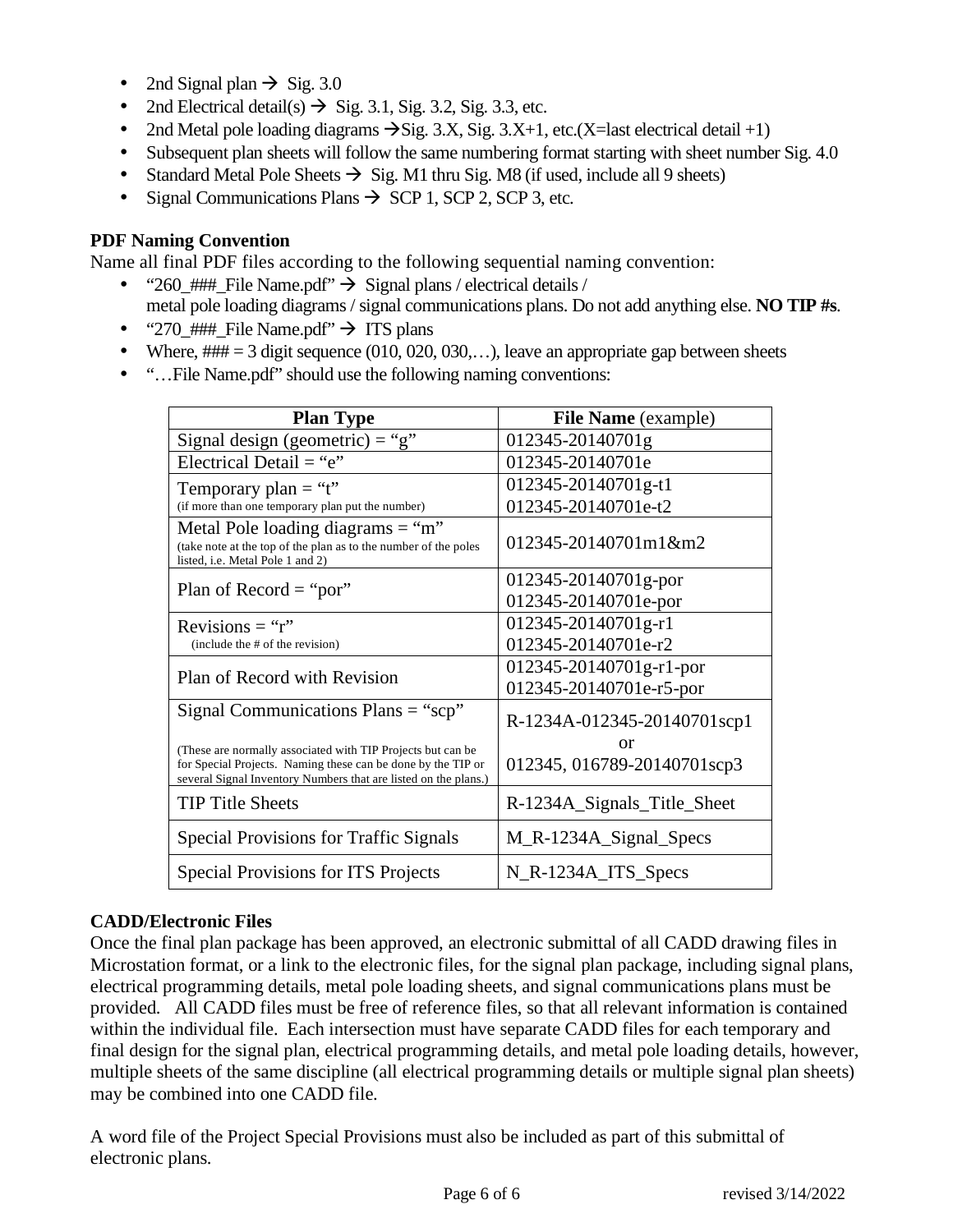- 2nd Signal plan → Sig. 3.0
- 2nd Electrical detail(s) → Sig. 3.1, Sig. 3.2, Sig. 3.3, etc.
- 2nd Metal pole loading diagrams →Sig. 3.X, Sig. 3.X+1, etc.(X=last electrical detail +1)
- Subsequent plan sheets will follow the same numbering format starting with sheet number Sig. 4.0
- Standard Metal Pole Sheets → Sig. M1 thru Sig. M8 (if used, include all 9 sheets)
- Signal Communications Plans → SCP 1, SCP 2, SCP 3, etc.

**PDF Naming Convention**

Name all final PDF files according to the following sequential naming convention:

- "260_###_File Name.pdf" → Signal plans / electrical details / metal pole loading diagrams / signal communications plans. Do not add anything else. **NO TIP #s**.
- "270_###_File Name.pdf" → ITS plans
- Where, ### = 3 digit sequence (010, 020, 030,…), leave an appropriate gap between sheets
- "…File Name.pdf" should use the following naming conventions:

| Plan Type | **File Name** (example) |
|---|---|
| Signal design (geometric) = "g" | 012345-20140701g |
| Electrical Detail = "e" | 012345-20140701e |
| Temporary plan = "t" (if more than one temporary plan put the number) | 012345-20140701g-t1<br>012345-20140701e-t2 |
| Metal Pole loading diagrams = "m" (take note at the top of the plan as to the number of the poles listed, i.e. Metal Pole 1 and 2) | 012345-20140701m1&m2 |
| Plan of Record = "por" | 012345-20140701g-por<br>012345-20140701e-por |
| Revisions = "r" (include the # of the revision) | 012345-20140701g-r1<br>012345-20140701e-r2 |
| Plan of Record with Revision | 012345-20140701g-r1-por<br>012345-20140701e-r5-por |
| Signal Communications Plans = "scp" (These are normally associated with TIP Projects but can be for Special Projects. Naming these can be done by the TIP or several Signal Inventory Numbers that are listed on the plans.) | R-1234A-012345-20140701scp1<br>or<br>012345, 016789-20140701scp3 |
| TIP Title Sheets | R-1234A_Signals_Title_Sheet |
| Special Provisions for Traffic Signals | M_R-1234A_Signal_Specs |
| Special Provisions for ITS Projects | N_R-1234A_ITS_Specs |

**CADD/Electronic Files**

Once the final plan package has been approved, an electronic submittal of all CADD drawing files in Microstation format, or a link to the electronic files, for the signal plan package, including signal plans, electrical programming details, metal pole loading sheets, and signal communications plans must be provided. All CADD files must be free of reference files, so that all relevant information is contained within the individual file. Each intersection must have separate CADD files for each temporary and final design for the signal plan, electrical programming details, and metal pole loading details, however, multiple sheets of the same discipline (all electrical programming details or multiple signal plan sheets) may be combined into one CADD file.

A word file of the Project Special Provisions must also be included as part of this submittal of electronic plans.